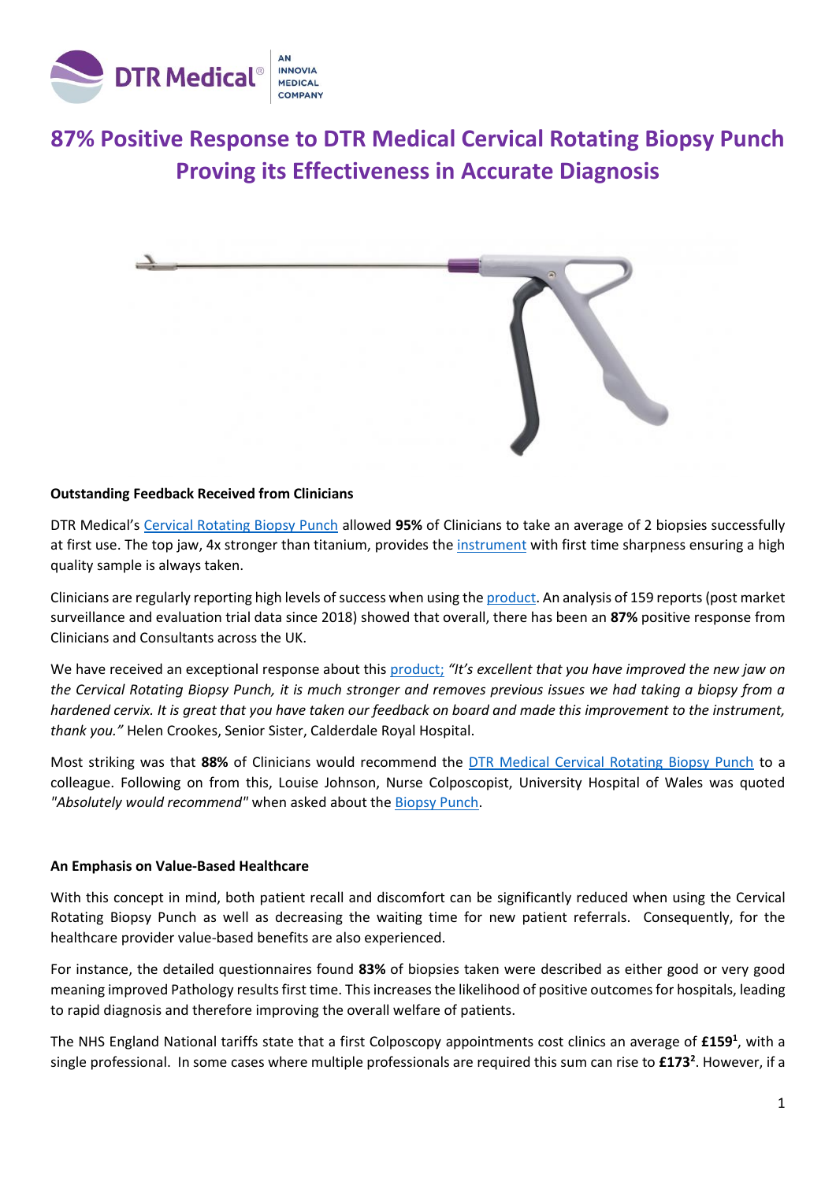# 87% Positive Response to DTR Medical Cervical Rotating Biopsy Punch Proving its Effectiveness in Accurate Diagnosis

**Outstanding Feedback Received from Clinicians**

DTR Medical's Cervical Rotating Biopsy Punch allowed **95%** of Clinicians to take an average of 2 biopsies successfully at first use. The top jaw, 4x stronger than titanium, provides the instrument with first time sharpness ensuring a high quality sample is always taken.

Clinicians are regularly reporting high levels of success when using the product. An analysis of 159 reports (post market surveillance and evaluation trial data since 2018) showed that overall, there has been an **87%** positive response from Clinicians and Consultants across the UK.

We have received an exceptional response about this product; *"It's excellent that you have improved the new jaw on the Cervical Rotating Biopsy Punch, it is much stronger and removes previous issues we had taking a biopsy from a hardened cervix. It is great that you have taken our feedback on board and made this improvement to the instrument, thank you."* Helen Crookes, Senior Sister, Calderdale Royal Hospital.

Most striking was that **88%** of Clinicians would recommend the DTR Medical Cervical Rotating Biopsy Punch to a colleague. Following on from this, Louise Johnson, Nurse Colposcopist, University Hospital of Wales was quoted *"Absolutely would recommend"* when asked about the Biopsy Punch.

**An Emphasis on Value-Based Healthcare**

With this concept in mind, both patient recall and discomfort can be significantly reduced when using the Cervical Rotating Biopsy Punch as well as decreasing the waiting time for new patient referrals. Consequently, for the healthcare provider value-based benefits are also experienced.

For instance, the detailed questionnaires found **83%** of biopsies taken were described as either good or very good meaning improved Pathology results first time. This increases the likelihood of positive outcomes for hospitals, leading to rapid diagnosis and therefore improving the overall welfare of patients.

The NHS England National tariffs state that a first Colposcopy appointments cost clinics an average of **£159**[1], with a single professional. In some cases where multiple professionals are required this sum can rise to **£173**[2]. However, if a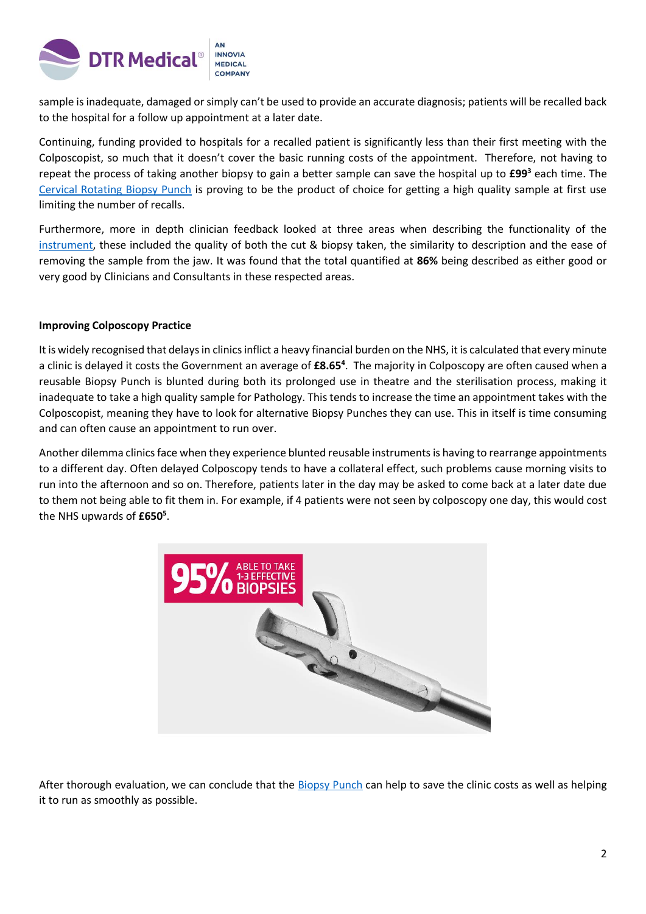sample is inadequate, damaged or simply can't be used to provide an accurate diagnosis; patients will be recalled back to the hospital for a follow up appointment at a later date.

Continuing, funding provided to hospitals for a recalled patient is significantly less than their first meeting with the Colposcopist, so much that it doesn't cover the basic running costs of the appointment. Therefore, not having to repeat the process of taking another biopsy to gain a better sample can save the hospital up to **£99**[3] each time. The Cervical Rotating Biopsy Punch is proving to be the product of choice for getting a high quality sample at first use limiting the number of recalls.

Furthermore, more in depth clinician feedback looked at three areas when describing the functionality of the instrument, these included the quality of both the cut & biopsy taken, the similarity to description and the ease of removing the sample from the jaw. It was found that the total quantified at **86%** being described as either good or very good by Clinicians and Consultants in these respected areas.

**Improving Colposcopy Practice**

It is widely recognised that delays in clinics inflict a heavy financial burden on the NHS, it is calculated that every minute a clinic is delayed it costs the Government an average of **£8.65**[4]. The majority in Colposcopy are often caused when a reusable Biopsy Punch is blunted during both its prolonged use in theatre and the sterilisation process, making it inadequate to take a high quality sample for Pathology. This tends to increase the time an appointment takes with the Colposcopist, meaning they have to look for alternative Biopsy Punches they can use. This in itself is time consuming and can often cause an appointment to run over.

Another dilemma clinics face when they experience blunted reusable instruments is having to rearrange appointments to a different day. Often delayed Colposcopy tends to have a collateral effect, such problems cause morning visits to run into the afternoon and so on. Therefore, patients later in the day may be asked to come back at a later date due to them not being able to fit them in. For example, if 4 patients were not seen by colposcopy one day, this would cost the NHS upwards of **£650**[5].

95% ABLE TO TAKE 1-3 EFFECTIVE BIOPSIES

After thorough evaluation, we can conclude that the Biopsy Punch can help to save the clinic costs as well as helping it to run as smoothly as possible.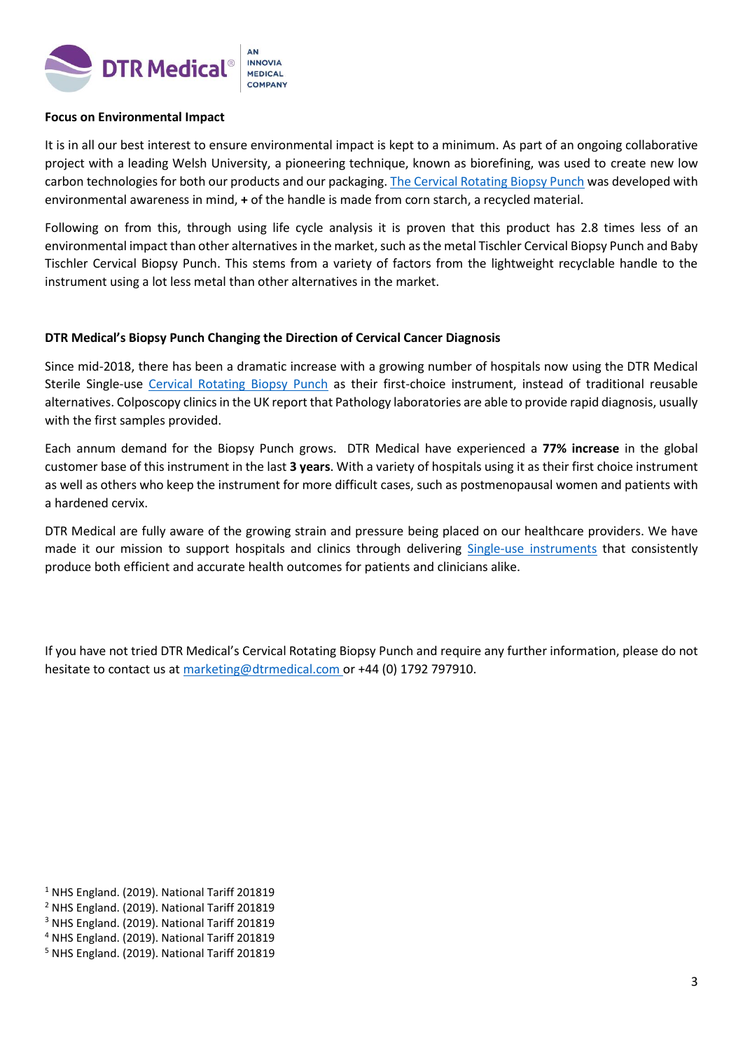**Focus on Environmental Impact**

It is in all our best interest to ensure environmental impact is kept to a minimum. As part of an ongoing collaborative project with a leading Welsh University, a pioneering technique, known as biorefining, was used to create new low carbon technologies for both our products and our packaging. [The Cervical Rotating Biopsy Punch](#) was developed with environmental awareness in mind, **+** of the handle is made from corn starch, a recycled material.

Following on from this, through using life cycle analysis it is proven that this product has 2.8 times less of an environmental impact than other alternatives in the market, such as the metal Tischler Cervical Biopsy Punch and Baby Tischler Cervical Biopsy Punch. This stems from a variety of factors from the lightweight recyclable handle to the instrument using a lot less metal than other alternatives in the market.

**DTR Medical's Biopsy Punch Changing the Direction of Cervical Cancer Diagnosis**

Since mid-2018, there has been a dramatic increase with a growing number of hospitals now using the DTR Medical Sterile Single-use [Cervical Rotating Biopsy Punch](#) as their first-choice instrument, instead of traditional reusable alternatives. Colposcopy clinics in the UK report that Pathology laboratories are able to provide rapid diagnosis, usually with the first samples provided.

Each annum demand for the Biopsy Punch grows. DTR Medical have experienced a **77% increase** in the global customer base of this instrument in the last **3 years**. With a variety of hospitals using it as their first choice instrument as well as others who keep the instrument for more difficult cases, such as postmenopausal women and patients with a hardened cervix.

DTR Medical are fully aware of the growing strain and pressure being placed on our healthcare providers. We have made it our mission to support hospitals and clinics through delivering [Single-use instruments](#) that consistently produce both efficient and accurate health outcomes for patients and clinicians alike.

If you have not tried DTR Medical's Cervical Rotating Biopsy Punch and require any further information, please do not hesitate to contact us at marketing@dtrmedical.com or +44 (0) 1792 797910.

[1] NHS England. (2019). National Tariff 201819
[2] NHS England. (2019). National Tariff 201819
[3] NHS England. (2019). National Tariff 201819
[4] NHS England. (2019). National Tariff 201819
[5] NHS England. (2019). National Tariff 201819